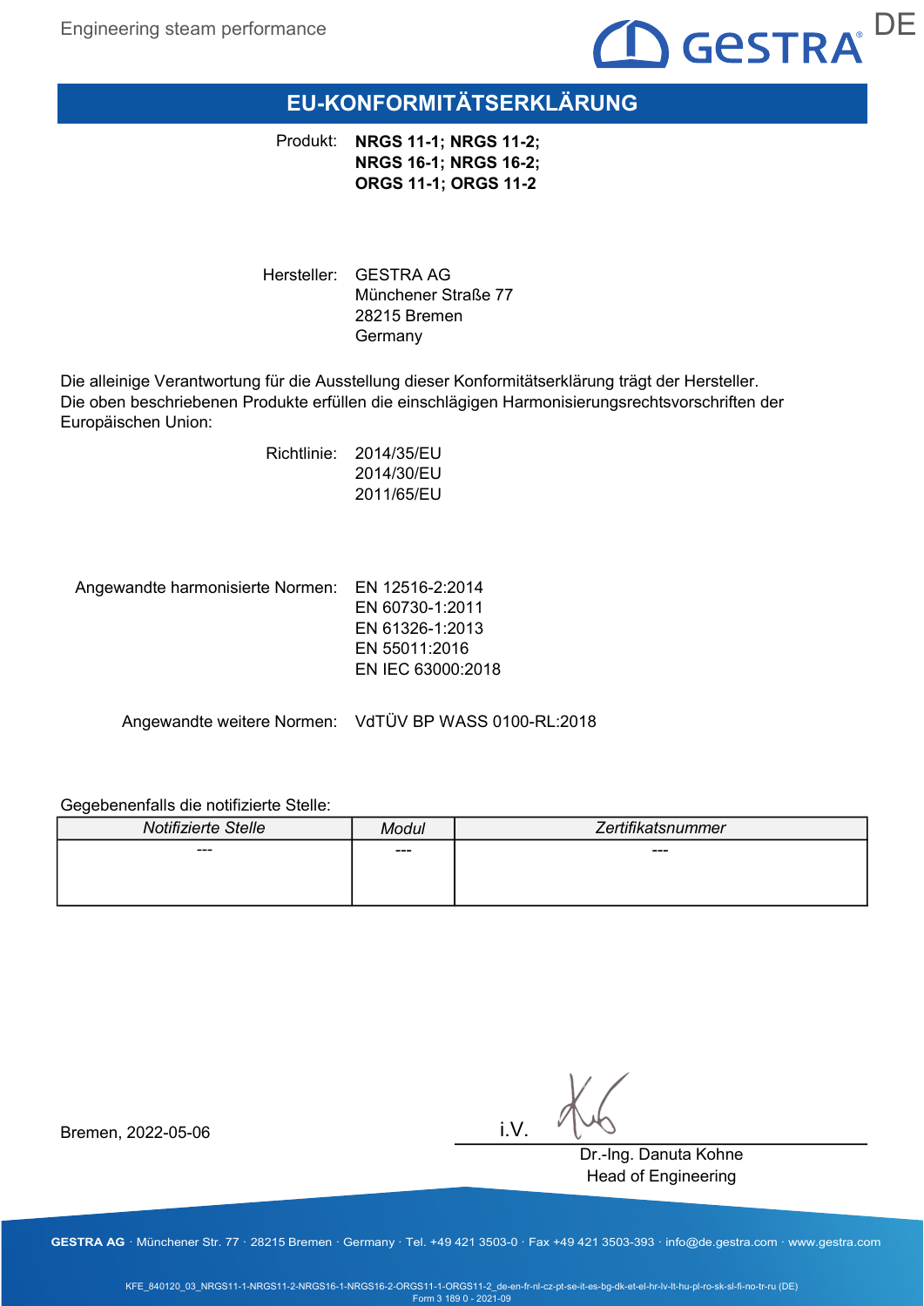# EU-KONFORMITÄTSERKLÄRUNG

Produkt: **NRGS 11-1; NRGS 11-2; NRGS 16-1; NRGS 16-2; ORGS 11-1; ORGS 11-2**

Hersteller: GESTRA AG
Münchener Straße 77
28215 Bremen
Germany

Die alleinige Verantwortung für die Ausstellung dieser Konformitätserklärung trägt der Hersteller.
Die oben beschriebenen Produkte erfüllen die einschlägigen Harmonisierungsrechtsvorschriften der Europäischen Union:

Richtlinie: 2014/35/EU
2014/30/EU
2011/65/EU

Angewandte harmonisierte Normen: EN 12516-2:2014
EN 60730-1:2011
EN 61326-1:2013
EN 55011:2016
EN IEC 63000:2018

Angewandte weitere Normen: VdTÜV BP WASS 0100-RL:2018

Gegebenenfalls die notifizierte Stelle:

| *Notifizierte Stelle* | *Modul* | *Zertifikatsnummer* |
|---|---|---|
| --- | --- | --- |

Bremen, 2022-05-06

i.V.

Dr.-Ing. Danuta Kohne
Head of Engineering

**GESTRA AG** · Münchener Str. 77 · 28215 Bremen · Germany · Tel. +49 421 3503-0 · Fax +49 421 3503-393 · info@de.gestra.com · www.gestra.com

KFE_840120_03_NRGS11-1-NRGS11-2-NRGS16-1-NRGS16-2-ORGS11-1-ORGS11-2_de-en-fr-nl-cz-pt-se-it-es-bg-dk-et-el-hr-lv-lt-hu-pl-ro-sk-sl-fi-no-tr-ru (DE)
Form 3 189 0 - 2021-09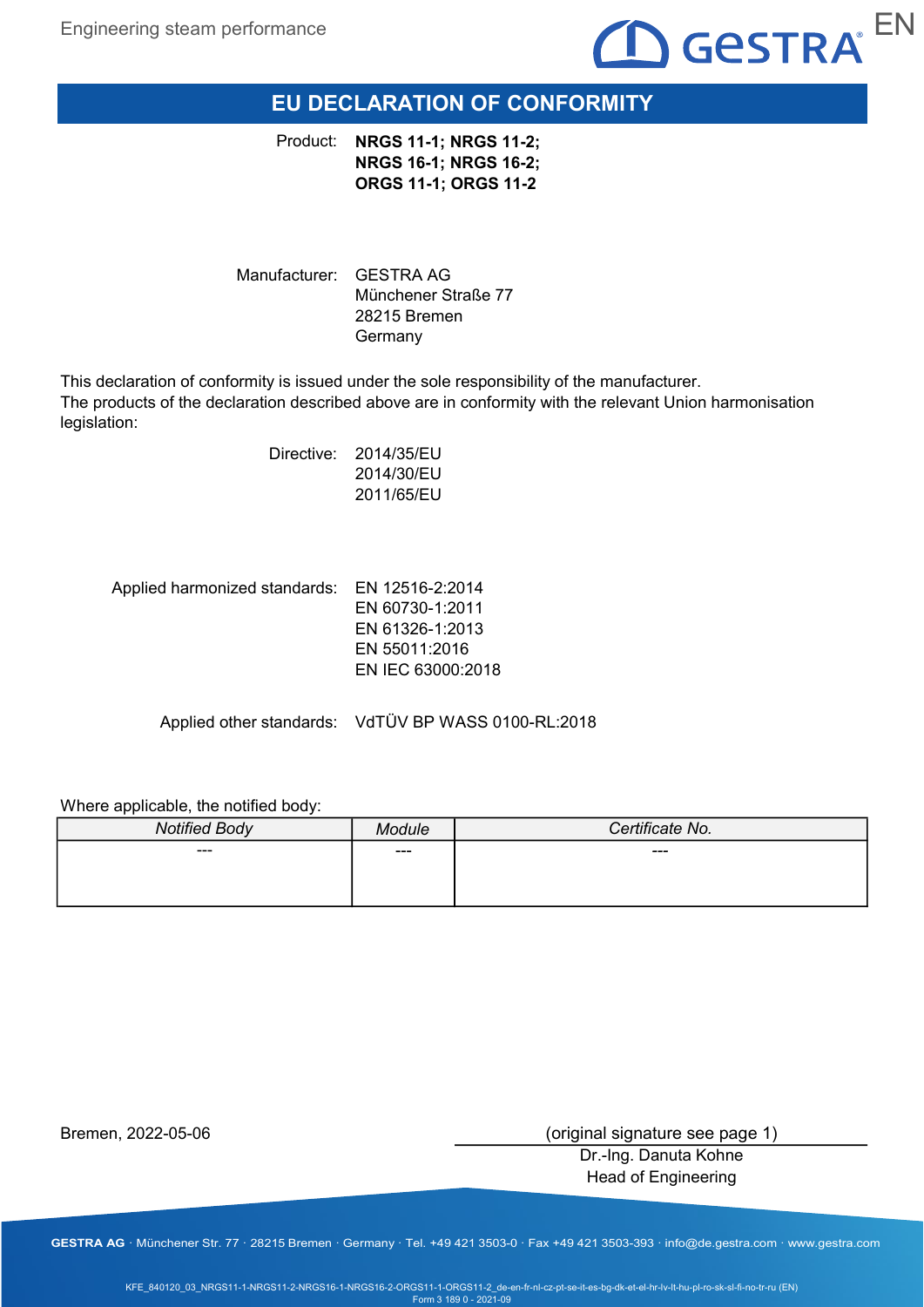# EU DECLARATION OF CONFORMITY

Product: **NRGS 11-1; NRGS 11-2; NRGS 16-1; NRGS 16-2; ORGS 11-1; ORGS 11-2**

Manufacturer: GESTRA AG
Münchener Straße 77
28215 Bremen
Germany

This declaration of conformity is issued under the sole responsibility of the manufacturer.
The products of the declaration described above are in conformity with the relevant Union harmonisation legislation:

Directive: 2014/35/EU
2014/30/EU
2011/65/EU

Applied harmonized standards: EN 12516-2:2014
EN 60730-1:2011
EN 61326-1:2013
EN 55011:2016
EN IEC 63000:2018

Applied other standards: VdTÜV BP WASS 0100-RL:2018

Where applicable, the notified body:

| *Notified Body* | *Module* | *Certificate No.* |
| --- | --- | --- |
| --- | --- | --- |

Bremen, 2022-05-06

(original signature see page 1)
Dr.-Ing. Danuta Kohne
Head of Engineering

**GESTRA AG** · Münchener Str. 77 · 28215 Bremen · Germany · Tel. +49 421 3503-0 · Fax +49 421 3503-393 · info@de.gestra.com · www.gestra.com

KFE_840120_03_NRGS11-1-NRGS11-2-NRGS16-1-NRGS16-2-ORGS11-1-ORGS11-2_de-en-fr-nl-cz-pt-se-it-es-bg-dk-et-el-hr-lv-lt-hu-pl-ro-sk-sl-fi-no-tr-ru (EN)
Form 3 189 0 - 2021-09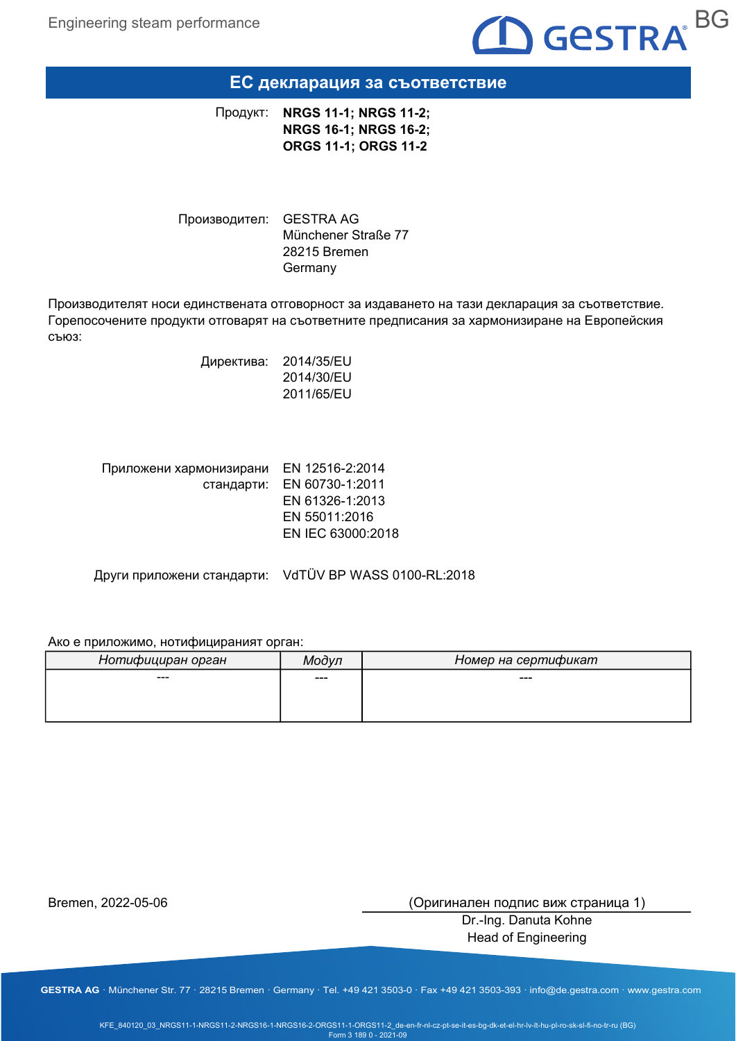# ЕС декларация за съответствие

Продукт: **NRGS 11-1; NRGS 11-2; NRGS 16-1; NRGS 16-2; ORGS 11-1; ORGS 11-2**

Производител: GESTRA AG
Münchener Straße 77
28215 Bremen
Germany

Производителят носи единствената отговорност за издаването на тази декларация за съответствие. Горепосочените продукти отговарят на съответните предписания за хармонизиране на Европейския съюз:

Директива: 2014/35/EU
2014/30/EU
2011/65/EU

Приложени хармонизирани стандарти: EN 12516-2:2014
EN 60730-1:2011
EN 61326-1:2013
EN 55011:2016
EN IEC 63000:2018

Други приложени стандарти: VdTÜV BP WASS 0100-RL:2018

Ако е приложимо, нотифицираният орган:

| *Нотифициран орган* | *Модул* | *Номер на сертификат* |
|---|---|---|
| --- | --- | --- |

Bremen, 2022-05-06

(Оригинален подпис виж страница 1)
Dr.-Ing. Danuta Kohne
Head of Engineering

GESTRA AG · Münchener Str. 77 · 28215 Bremen · Germany · Tel. +49 421 3503-0 · Fax +49 421 3503-393 · info@de.gestra.com · www.gestra.com

KFE_840120_03_NRGS11-1-NRGS11-2-NRGS16-1-NRGS16-2-ORGS11-1-ORGS11-2_de-en-fr-nl-cz-pt-se-it-es-bg-dk-et-el-hr-lv-lt-hu-pl-ro-sk-sl-fi-no-tr-ru (BG)
Form 3 189 0 - 2021-09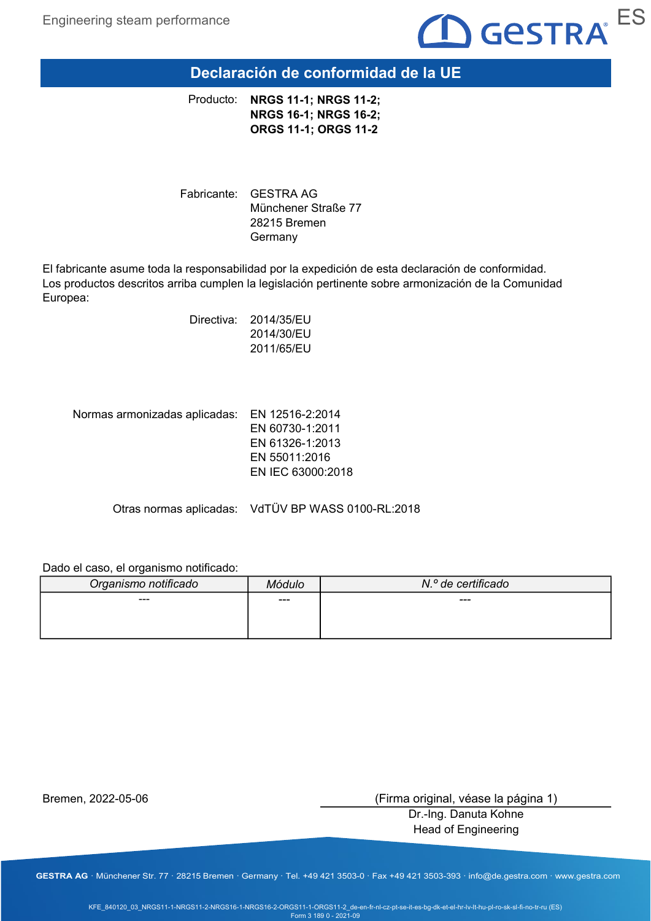# Declaración de conformidad de la UE

Producto: **NRGS 11-1; NRGS 11-2; NRGS 16-1; NRGS 16-2; ORGS 11-1; ORGS 11-2**

Fabricante: GESTRA AG
Münchener Straße 77
28215 Bremen
Germany

El fabricante asume toda la responsabilidad por la expedición de esta declaración de conformidad.
Los productos descritos arriba cumplen la legislación pertinente sobre armonización de la Comunidad Europea:

Directiva: 2014/35/EU
2014/30/EU
2011/65/EU

Normas armonizadas aplicadas: EN 12516-2:2014
EN 60730-1:2011
EN 61326-1:2013
EN 55011:2016
EN IEC 63000:2018

Otras normas aplicadas: VdTÜV BP WASS 0100-RL:2018

Dado el caso, el organismo notificado:

| *Organismo notificado* | *Módulo* | *N.º de certificado* |
|---|---|---|
| --- | --- | --- |

Bremen, 2022-05-06

(Firma original, véase la página 1)
Dr.-Ing. Danuta Kohne
Head of Engineering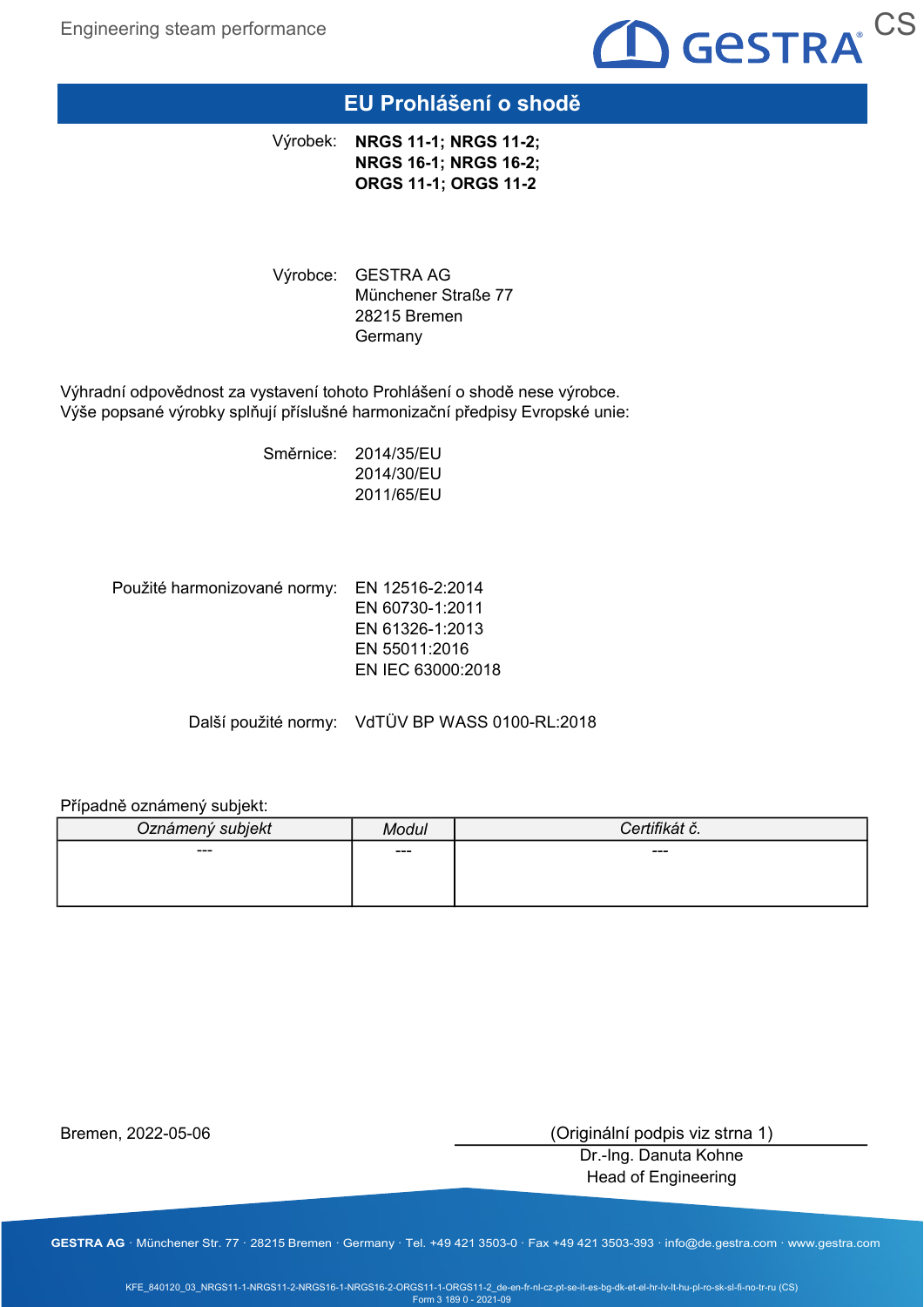# EU Prohlášení o shodě

Výrobek: **NRGS 11-1; NRGS 11-2; NRGS 16-1; NRGS 16-2; ORGS 11-1; ORGS 11-2**

Výrobce: GESTRA AG
Münchener Straße 77
28215 Bremen
Germany

Výhradní odpovědnost za vystavení tohoto Prohlášení o shodě nese výrobce.
Výše popsané výrobky splňují příslušné harmonizační předpisy Evropské unie:

Směrnice:
2014/35/EU
2014/30/EU
2011/65/EU

Použité harmonizované normy:
EN 12516-2:2014
EN 60730-1:2011
EN 61326-1:2013
EN 55011:2016
EN IEC 63000:2018

Další použité normy: VdTÜV BP WASS 0100-RL:2018

Případně oznámený subjekt:

| *Oznámený subjekt* | *Modul* | *Certifikát č.* |
|---|---|---|
| --- | --- | --- |

Bremen, 2022-05-06

(Originální podpis viz strna 1)
Dr.-Ing. Danuta Kohne
Head of Engineering

GESTRA AG · Münchener Str. 77 · 28215 Bremen · Germany · Tel. +49 421 3503-0 · Fax +49 421 3503-393 · info@de.gestra.com · www.gestra.com

KFE_840120_03_NRGS11-1-NRGS11-2-NRGS16-1-NRGS16-2-ORGS11-1-ORGS11-2_de-en-fr-nl-cz-pt-se-it-es-bg-dk-et-el-hr-lv-lt-hu-pl-ro-sk-sl-fi-no-tr-ru (CS)
Form 3 189 0 - 2021-09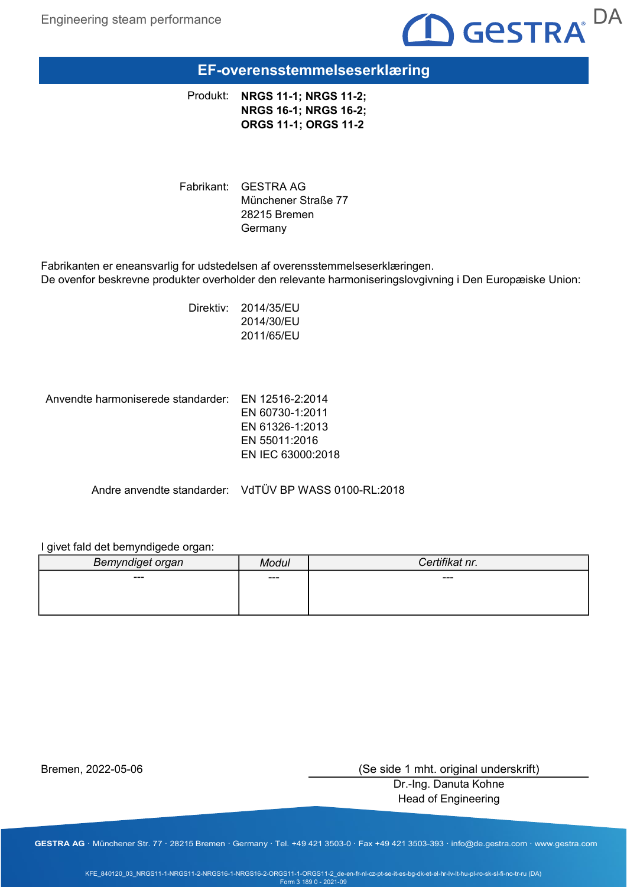# EF-overensstemmelseserklæring

Produkt: **NRGS 11-1; NRGS 11-2; NRGS 16-1; NRGS 16-2; ORGS 11-1; ORGS 11-2**

Fabrikant: GESTRA AG
Münchener Straße 77
28215 Bremen
Germany

Fabrikanten er eneansvarlig for udstedelsen af overensstemmelseserklæringen.
De ovenfor beskrevne produkter overholder den relevante harmoniseringslovgivning i Den Europæiske Union:

Direktiv: 2014/35/EU
2014/30/EU
2011/65/EU

Anvendte harmoniserede standarder: EN 12516-2:2014
EN 60730-1:2011
EN 61326-1:2013
EN 55011:2016
EN IEC 63000:2018

Andre anvendte standarder: VdTÜV BP WASS 0100-RL:2018

I givet fald det bemyndigede organ:

| *Bemyndiget organ* | *Modul* | *Certifikat nr.* |
|---|---|---|
| --- | --- | --- |

Bremen, 2022-05-06

(Se side 1 mht. original underskrift)
Dr.-Ing. Danuta Kohne
Head of Engineering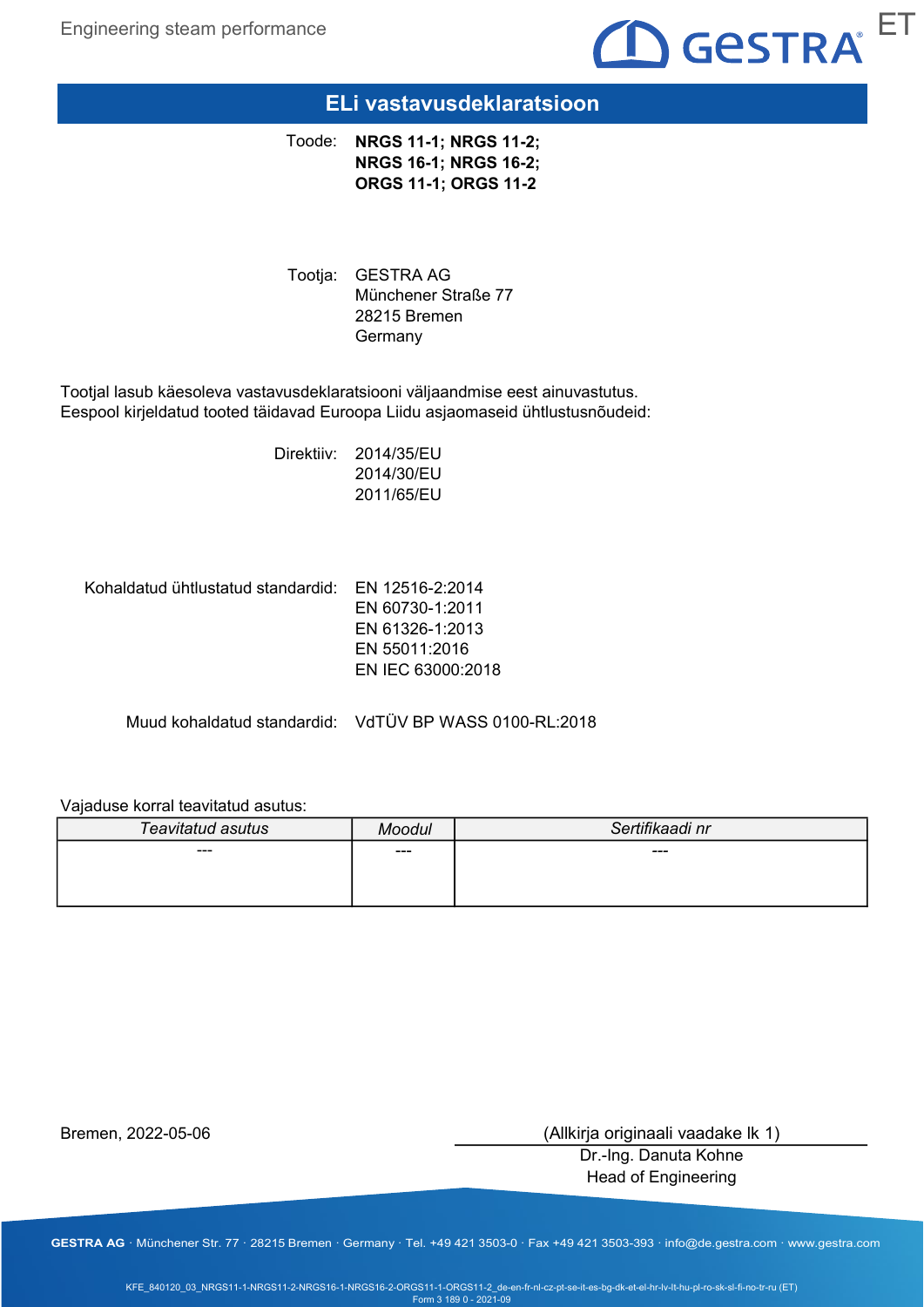# ELi vastavusdeklaratsioon

Toode: **NRGS 11-1; NRGS 11-2; NRGS 16-1; NRGS 16-2; ORGS 11-1; ORGS 11-2**

Tootja: GESTRA AG
Münchener Straße 77
28215 Bremen
Germany

Tootjal lasub käesoleva vastavusdeklaratsiooni väljaandmise eest ainuvastutus.
Eespool kirjeldatud tooted täidavad Euroopa Liidu asjaomaseid ühtlustusnõudeid:

Direktiiv: 2014/35/EU
2014/30/EU
2011/65/EU

Kohaldatud ühtlustatud standardid: EN 12516-2:2014
EN 60730-1:2011
EN 61326-1:2013
EN 55011:2016
EN IEC 63000:2018

Muud kohaldatud standardid: VdTÜV BP WASS 0100-RL:2018

Vajaduse korral teavitatud asutus:

| *Teavitatud asutus* | *Moodul* | *Sertifikaadi nr* |
|---|---|---|
| --- | --- | --- |

Bremen, 2022-05-06

(Allkirja originaali vaadake lk 1)
Dr.-Ing. Danuta Kohne
Head of Engineering

GESTRA AG · Münchener Str. 77 · 28215 Bremen · Germany · Tel. +49 421 3503-0 · Fax +49 421 3503-393 · info@de.gestra.com · www.gestra.com

KFE_840120_03_NRGS11-1-NRGS11-2-NRGS16-1-NRGS16-2-ORGS11-1-ORGS11-2_de-en-fr-nl-cz-pt-se-it-es-bg-dk-et-el-hr-lv-lt-hu-pl-ro-sk-sl-fi-no-tr-ru (ET)
Form 3 189 0 - 2021-09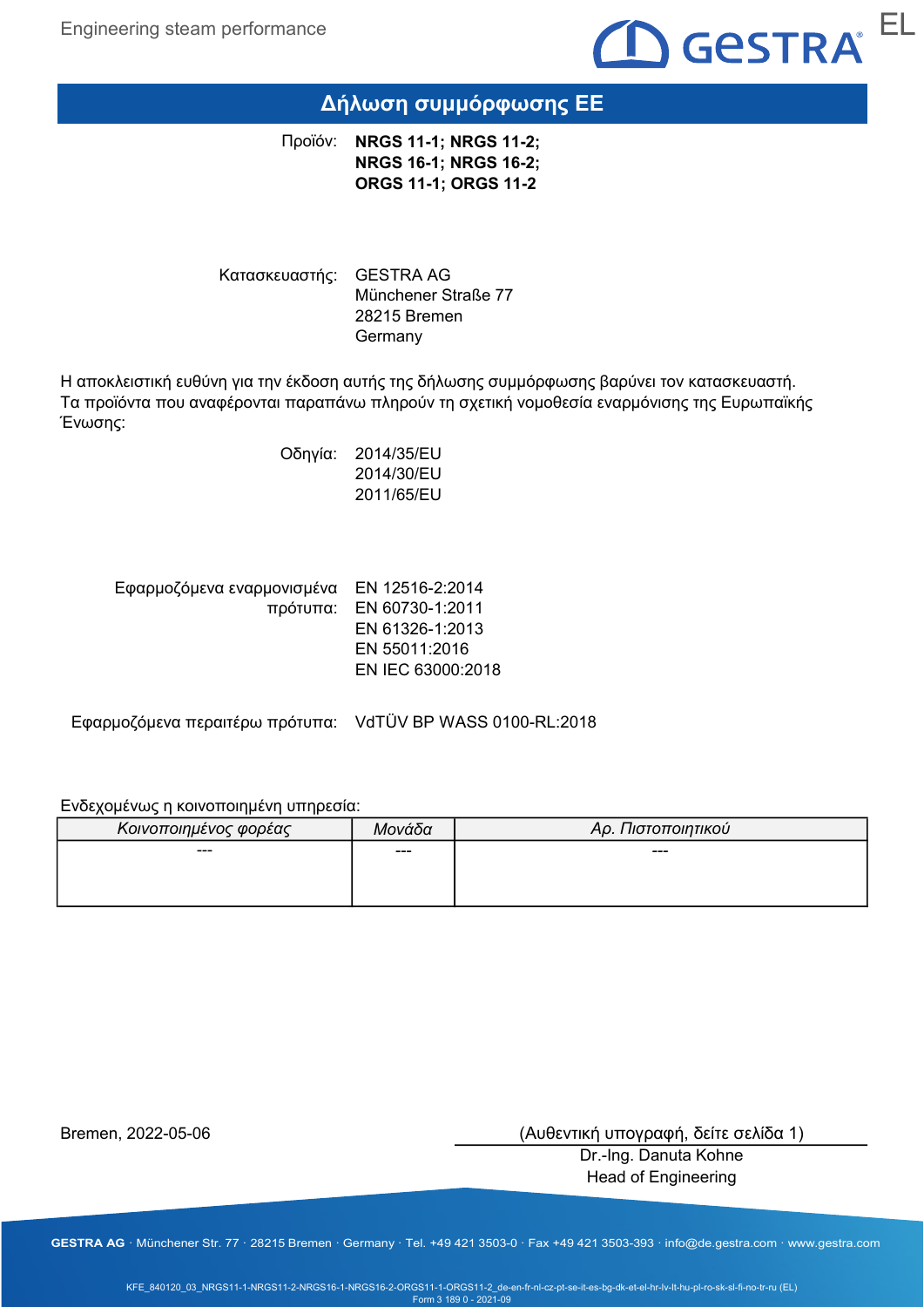# Δήλωση συμμόρφωσης ΕΕ

Προϊόν: **NRGS 11-1; NRGS 11-2; NRGS 16-1; NRGS 16-2; ORGS 11-1; ORGS 11-2**

Κατασκευαστής: GESTRA AG
Münchener Straße 77
28215 Bremen
Germany

Η αποκλειστική ευθύνη για την έκδοση αυτής της δήλωσης συμμόρφωσης βαρύνει τον κατασκευαστή.
Τα προϊόντα που αναφέρονται παραπάνω πληρούν τη σχετική νομοθεσία εναρμόνισης της Ευρωπαϊκής Ένωσης:

Οδηγία: 2014/35/EU
2014/30/EU
2011/65/EU

Εφαρμοζόμενα εναρμονισμένα πρότυπα: EN 12516-2:2014
EN 60730-1:2011
EN 61326-1:2013
EN 55011:2016
EN IEC 63000:2018

Εφαρμοζόμενα περαιτέρω πρότυπα: VdTÜV BP WASS 0100-RL:2018

Ενδεχομένως η κοινοποιημένη υπηρεσία:

| *Κοινοποιημένος φορέας* | *Μονάδα* | *Αρ. Πιστοποιητικού* |
|---|---|---|
| --- | --- | --- |

Bremen, 2022-05-06

(Αυθεντική υπογραφή, δείτε σελίδα 1)
Dr.-Ing. Danuta Kohne
Head of Engineering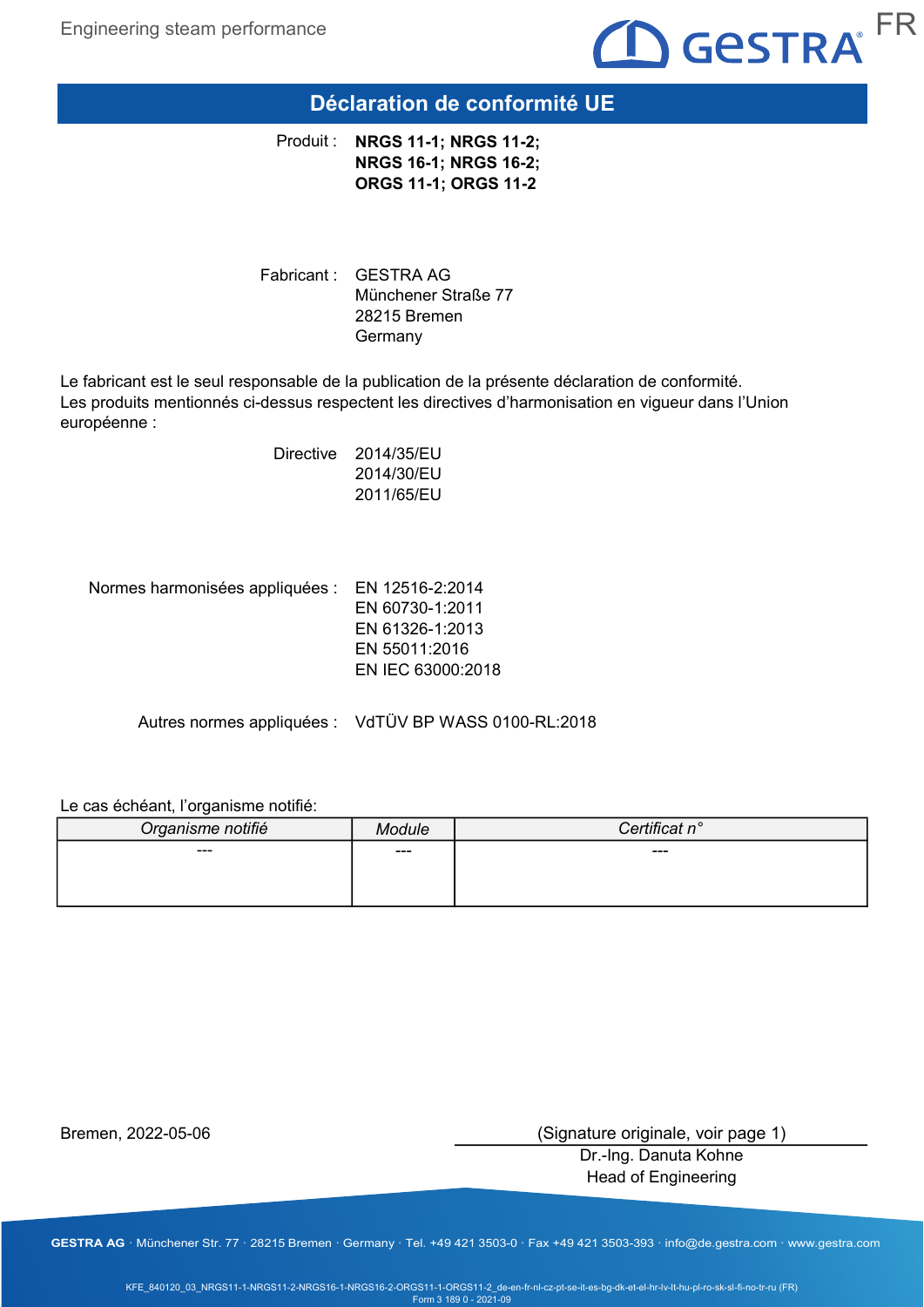# Déclaration de conformité UE

Produit : **NRGS 11-1; NRGS 11-2; NRGS 16-1; NRGS 16-2; ORGS 11-1; ORGS 11-2**

Fabricant : GESTRA AG
Münchener Straße 77
28215 Bremen
Germany

Le fabricant est le seul responsable de la publication de la présente déclaration de conformité.
Les produits mentionnés ci-dessus respectent les directives d'harmonisation en vigueur dans l'Union européenne :

Directive 2014/35/EU
2014/30/EU
2011/65/EU

Normes harmonisées appliquées : EN 12516-2:2014
EN 60730-1:2011
EN 61326-1:2013
EN 55011:2016
EN IEC 63000:2018

Autres normes appliquées : VdTÜV BP WASS 0100-RL:2018

Le cas échéant, l'organisme notifié:

| *Organisme notifié* | *Module* | *Certificat n°* |
|---|---|---|
| --- | --- | --- |

Bremen, 2022-05-06

(Signature originale, voir page 1)
Dr.-Ing. Danuta Kohne
Head of Engineering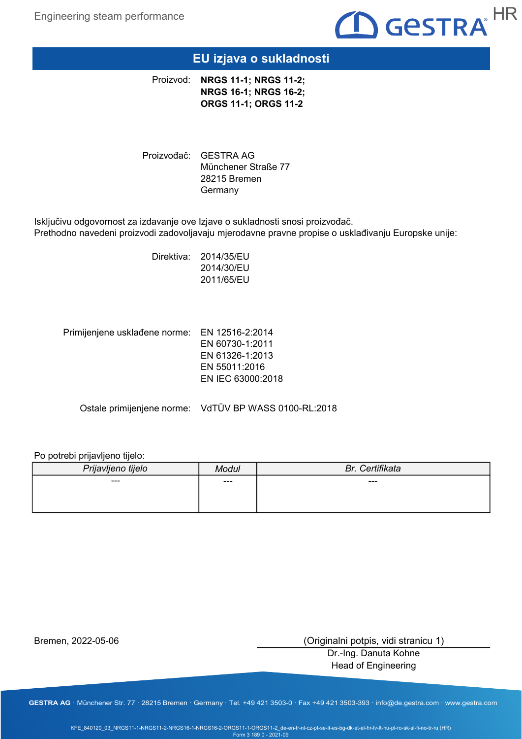# EU izjava o sukladnosti

Proizvod: **NRGS 11-1; NRGS 11-2; NRGS 16-1; NRGS 16-2; ORGS 11-1; ORGS 11-2**

Proizvođač: GESTRA AG
Münchener Straße 77
28215 Bremen
Germany

Isključivu odgovornost za izdavanje ove Izjave o sukladnosti snosi proizvođač.
Prethodno navedeni proizvodi zadovoljavaju mjerodavne pravne propise o usklađivanju Europske unije:

Direktiva:
2014/35/EU
2014/30/EU
2011/65/EU

Primijenjene usklađene norme:
EN 12516-2:2014
EN 60730-1:2011
EN 61326-1:2013
EN 55011:2016
EN IEC 63000:2018

Ostale primijenjene norme: VdTÜV BP WASS 0100-RL:2018

Po potrebi prijavljeno tijelo:

| *Prijavljeno tijelo* | *Modul* | *Br. Certifikata* |
|---|---|---|
| --- | --- | --- |

Bremen, 2022-05-06

(Originalni potpis, vidi stranicu 1)
Dr.-Ing. Danuta Kohne
Head of Engineering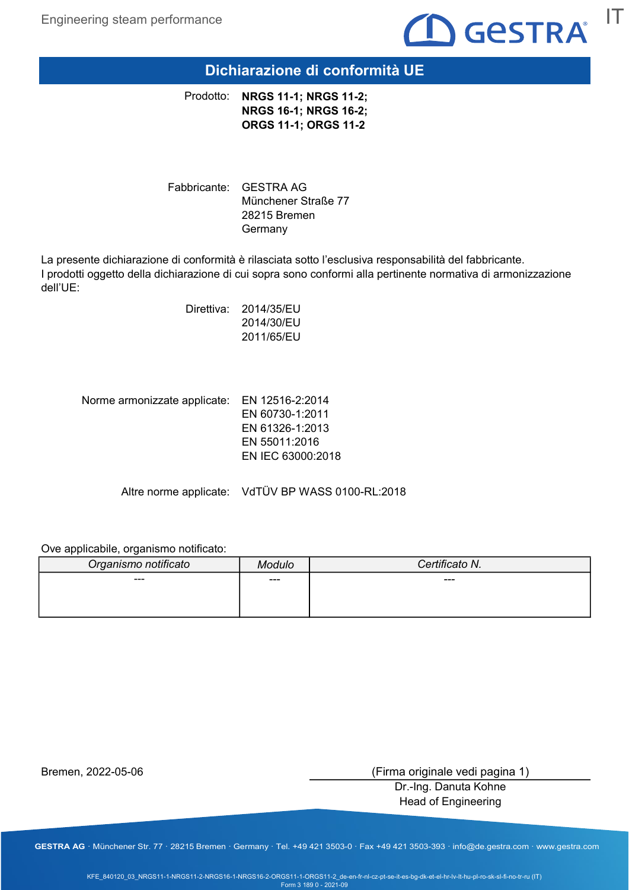# Dichiarazione di conformità UE

Prodotto: **NRGS 11-1; NRGS 11-2; NRGS 16-1; NRGS 16-2; ORGS 11-1; ORGS 11-2**

Fabbricante: GESTRA AG
Münchener Straße 77
28215 Bremen
Germany

La presente dichiarazione di conformità è rilasciata sotto l'esclusiva responsabilità del fabbricante.
I prodotti oggetto della dichiarazione di cui sopra sono conformi alla pertinente normativa di armonizzazione dell'UE:

Direttiva: 2014/35/EU
2014/30/EU
2011/65/EU

Norme armonizzate applicate: EN 12516-2:2014
EN 60730-1:2011
EN 61326-1:2013
EN 55011:2016
EN IEC 63000:2018

Altre norme applicate: VdTÜV BP WASS 0100-RL:2018

Ove applicabile, organismo notificato:

| *Organismo notificato* | *Modulo* | *Certificato N.* |
|---|---|---|
| --- | --- | --- |

Bremen, 2022-05-06

(Firma originale vedi pagina 1)
Dr.-Ing. Danuta Kohne
Head of Engineering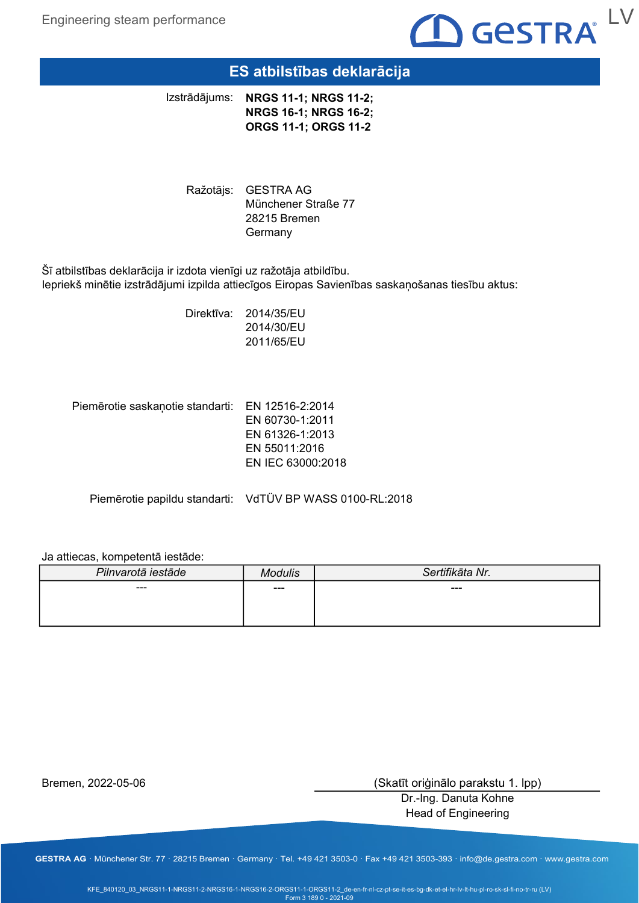# ES atbilstības deklarācija

Izstrādājums: **NRGS 11-1; NRGS 11-2; NRGS 16-1; NRGS 16-2; ORGS 11-1; ORGS 11-2**

Ražotājs: GESTRA AG
Münchener Straße 77
28215 Bremen
Germany

Šī atbilstības deklarācija ir izdota vienīgi uz ražotāja atbildību.
Iepriekš minētie izstrādājumi izpilda attiecīgos Eiropas Savienības saskaņošanas tiesību aktus:

Direktīva: 2014/35/EU
2014/30/EU
2011/65/EU

Piemērotie saskaņotie standarti: EN 12516-2:2014
EN 60730-1:2011
EN 61326-1:2013
EN 55011:2016
EN IEC 63000:2018

Piemērotie papildu standarti: VdTÜV BP WASS 0100-RL:2018

Ja attiecas, kompetentā iestāde:

| *Pilnvarotā iestāde* | *Modulis* | *Sertifikāta Nr.* |
|---|---|---|
| --- | --- | --- |

Bremen, 2022-05-06

(Skatīt oriģinālo parakstu 1. lpp)
Dr.-Ing. Danuta Kohne
Head of Engineering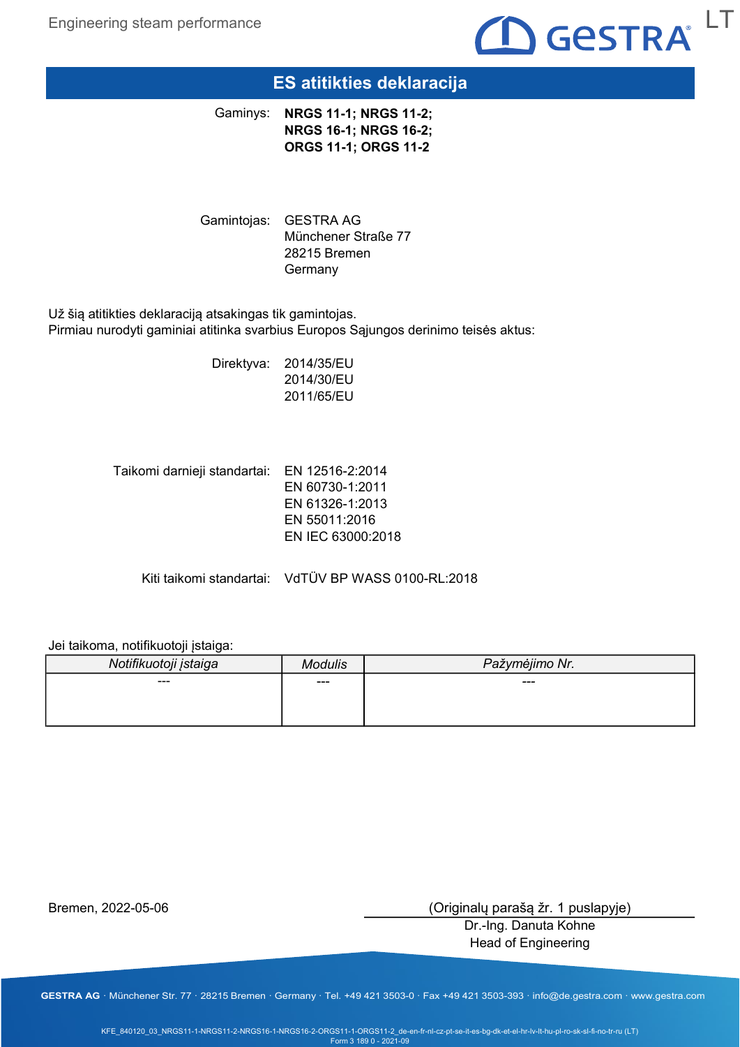# ES atitikties deklaracija

Gaminys: **NRGS 11-1; NRGS 11-2; NRGS 16-1; NRGS 16-2; ORGS 11-1; ORGS 11-2**

Gamintojas: GESTRA AG
Münchener Straße 77
28215 Bremen
Germany

Už šią atitikties deklaraciją atsakingas tik gamintojas.
Pirmiau nurodyti gaminiai atitinka svarbius Europos Sąjungos derinimo teisės aktus:

Direktyva: 2014/35/EU
2014/30/EU
2011/65/EU

Taikomi darnieji standartai: EN 12516-2:2014
EN 60730-1:2011
EN 61326-1:2013
EN 55011:2016
EN IEC 63000:2018

Kiti taikomi standartai: VdTÜV BP WASS 0100-RL:2018

Jei taikoma, notifikuotoji įstaiga:

| *Notifikuotoji įstaiga* | *Modulis* | *Pažymėjimo Nr.* |
|---|---|---|
| --- | --- | --- |

Bremen, 2022-05-06

(Originalų parašą žr. 1 puslapyje)
Dr.-Ing. Danuta Kohne
Head of Engineering

**GESTRA AG** · Münchener Str. 77 · 28215 Bremen · Germany · Tel. +49 421 3503-0 · Fax +49 421 3503-393 · info@de.gestra.com · www.gestra.com

KFE_840120_03_NRGS11-1-NRGS11-2-NRGS16-1-NRGS16-2-ORGS11-1-ORGS11-2_de-en-fr-nl-cz-pt-se-it-es-bg-dk-et-el-hr-lv-lt-hu-pl-ro-sk-sl-fi-no-tr-ru (LT)
Form 3 189 0 - 2021-09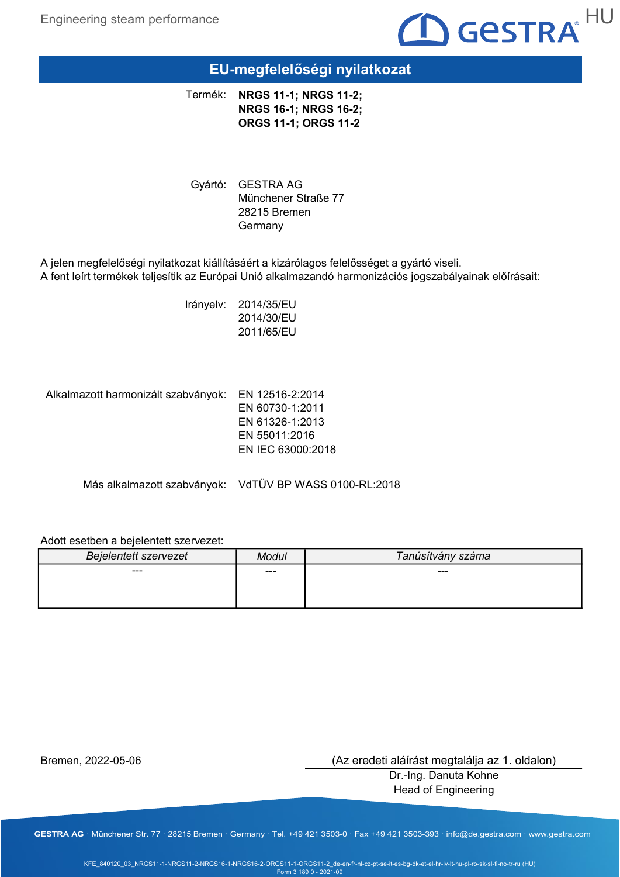# EU-megfelelőségi nyilatkozat

Termék: **NRGS 11-1; NRGS 11-2; NRGS 16-1; NRGS 16-2; ORGS 11-1; ORGS 11-2**

Gyártó: GESTRA AG
Münchener Straße 77
28215 Bremen
Germany

A jelen megfelelőségi nyilatkozat kiállításáért a kizárólagos felelősséget a gyártó viseli.
A fent leírt termékek teljesítik az Európai Unió alkalmazandó harmonizációs jogszabályainak előírásait:

Irányelv: 2014/35/EU
2014/30/EU
2011/65/EU

Alkalmazott harmonizált szabványok: EN 12516-2:2014
EN 60730-1:2011
EN 61326-1:2013
EN 55011:2016
EN IEC 63000:2018

Más alkalmazott szabványok: VdTÜV BP WASS 0100-RL:2018

Adott esetben a bejelentett szervezet:

| *Bejelentett szervezet* | *Modul* | *Tanúsítvány száma* |
|---|---|---|
| --- | --- | --- |

Bremen, 2022-05-06

(Az eredeti aláírást megtalálja az 1. oldalon)
Dr.-Ing. Danuta Kohne
Head of Engineering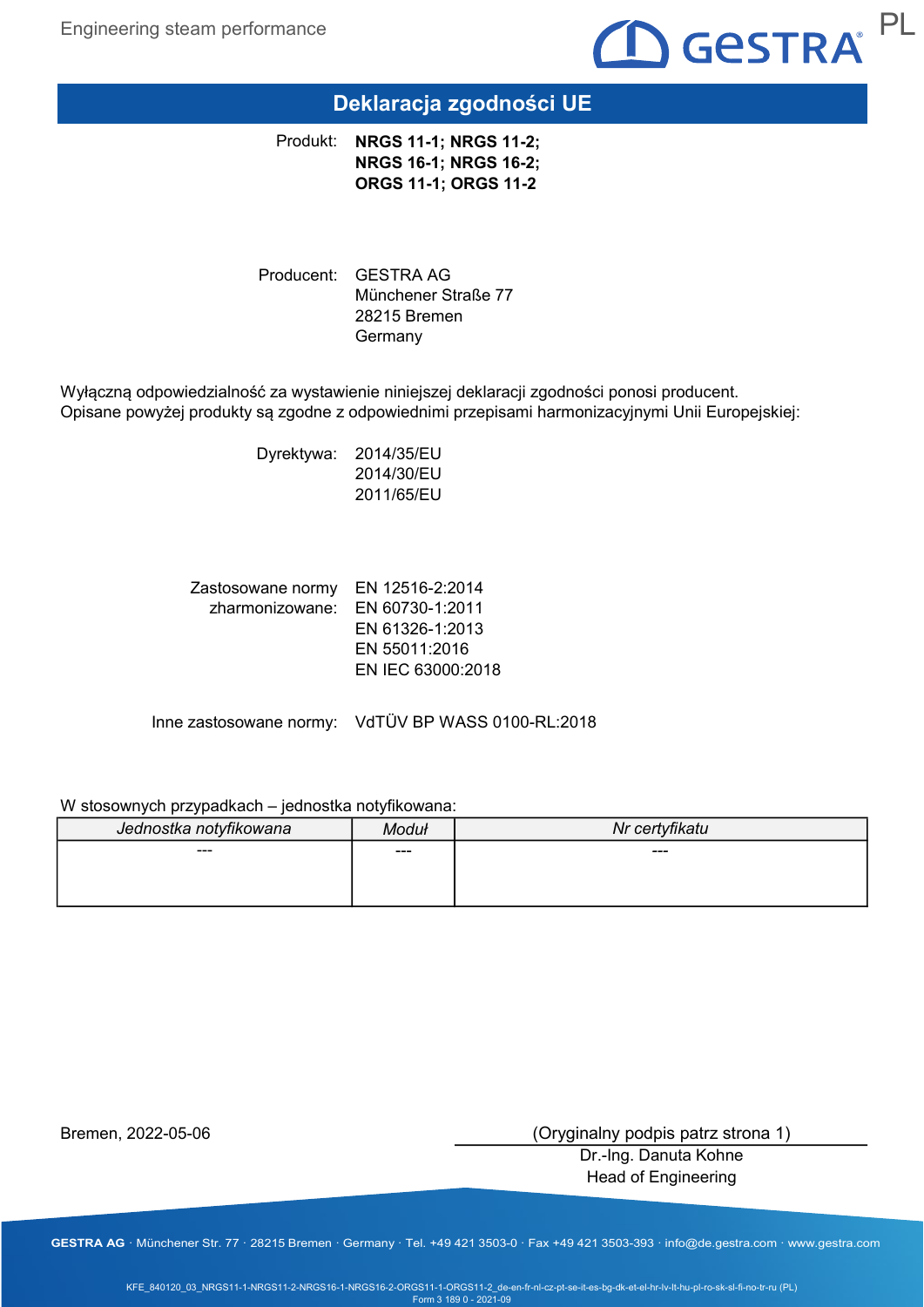# Deklaracja zgodności UE

Produkt: **NRGS 11-1; NRGS 11-2; NRGS 16-1; NRGS 16-2; ORGS 11-1; ORGS 11-2**

Producent: GESTRA AG
Münchener Straße 77
28215 Bremen
Germany

Wyłączną odpowiedzialność za wystawienie niniejszej deklaracji zgodności ponosi producent.
Opisane powyżej produkty są zgodne z odpowiednimi przepisami harmonizacyjnymi Unii Europejskiej:

Dyrektywa: 2014/35/EU
2014/30/EU
2011/65/EU

Zastosowane normy zharmonizowane: EN 12516-2:2014
EN 60730-1:2011
EN 61326-1:2013
EN 55011:2016
EN IEC 63000:2018

Inne zastosowane normy: VdTÜV BP WASS 0100-RL:2018

W stosownych przypadkach – jednostka notyfikowana:

| *Jednostka notyfikowana* | *Moduł* | *Nr certyfikatu* |
|---|---|---|
| --- | --- | --- |

Bremen, 2022-05-06

(Oryginalny podpis patrz strona 1)
Dr.-Ing. Danuta Kohne
Head of Engineering

GESTRA AG · Münchener Str. 77 · 28215 Bremen · Germany · Tel. +49 421 3503-0 · Fax +49 421 3503-393 · info@de.gestra.com · www.gestra.com

KFE_840120_03_NRGS11-1-NRGS11-2-NRGS16-1-NRGS16-2-ORGS11-1-ORGS11-2_de-en-fr-nl-cz-pt-se-it-es-bg-dk-et-el-hr-lv-lt-hu-pl-ro-sk-sl-fi-no-tr-ru (PL)
Form 3 189 0 - 2021-09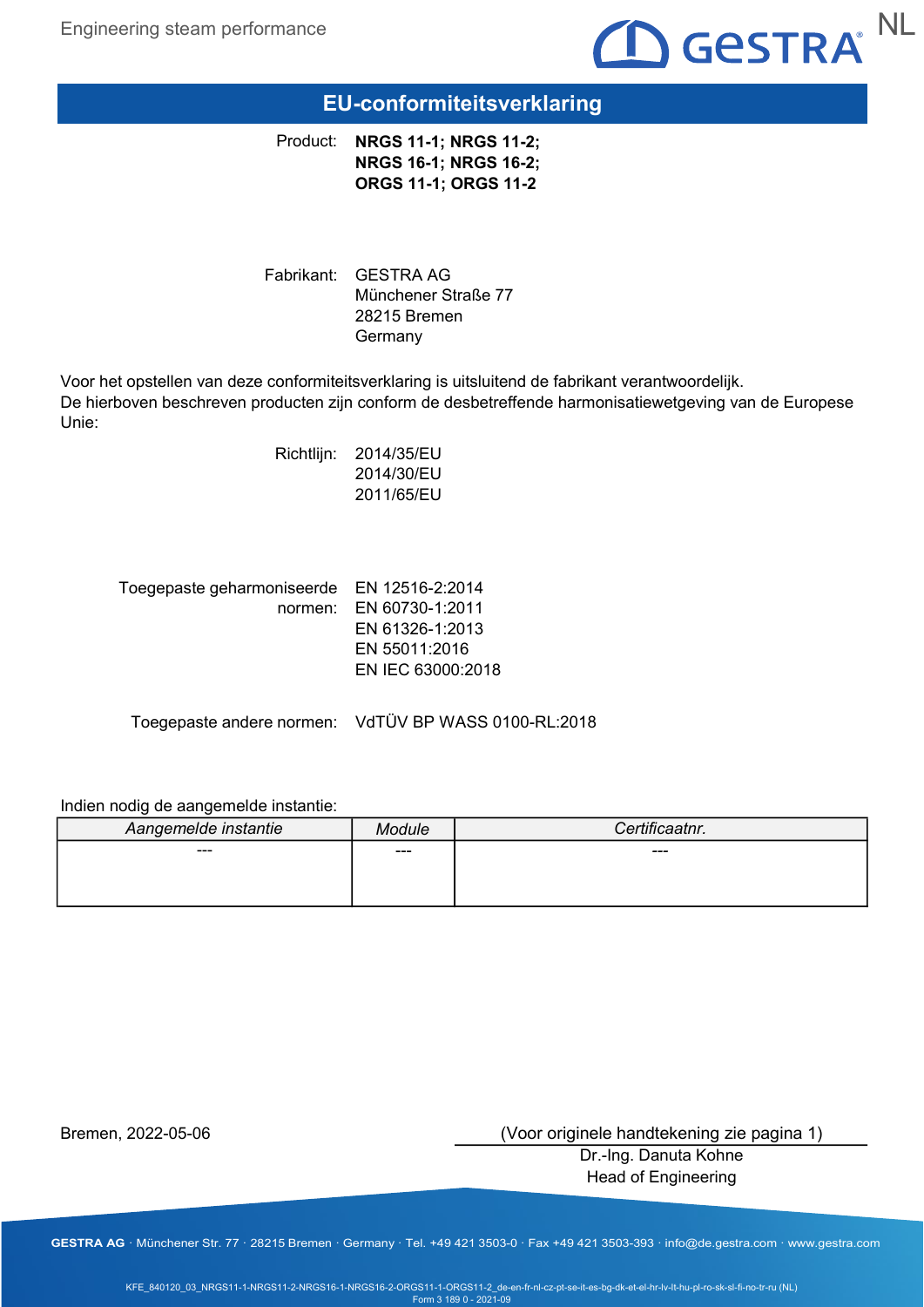# EU-conformiteitsverklaring

Product: **NRGS 11-1; NRGS 11-2; NRGS 16-1; NRGS 16-2; ORGS 11-1; ORGS 11-2**

Fabrikant: GESTRA AG
Münchener Straße 77
28215 Bremen
Germany

Voor het opstellen van deze conformiteitsverklaring is uitsluitend de fabrikant verantwoordelijk.
De hierboven beschreven producten zijn conform de desbetreffende harmonisatiewetgeving van de Europese Unie:

Richtlijn:
2014/35/EU
2014/30/EU
2011/65/EU

Toegepaste geharmoniseerde normen:
EN 12516-2:2014
EN 60730-1:2011
EN 61326-1:2013
EN 55011:2016
EN IEC 63000:2018

Toegepaste andere normen: VdTÜV BP WASS 0100-RL:2018

Indien nodig de aangemelde instantie:

| *Aangemelde instantie* | *Module* | *Certificaatnr.* |
|---|---|---|
| --- | --- | --- |

Bremen, 2022-05-06

(Voor originele handtekening zie pagina 1)
Dr.-Ing. Danuta Kohne
Head of Engineering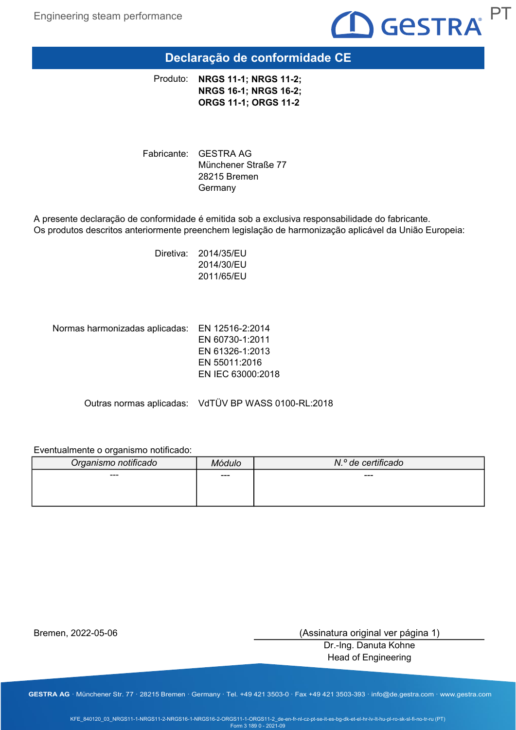# Declaração de conformidade CE

Produto: **NRGS 11-1; NRGS 11-2; NRGS 16-1; NRGS 16-2; ORGS 11-1; ORGS 11-2**

Fabricante: GESTRA AG
Münchener Straße 77
28215 Bremen
Germany

A presente declaração de conformidade é emitida sob a exclusiva responsabilidade do fabricante.
Os produtos descritos anteriormente preenchem legislação de harmonização aplicável da União Europeia:

Diretiva:
2014/35/EU
2014/30/EU
2011/65/EU

Normas harmonizadas aplicadas:
EN 12516-2:2014
EN 60730-1:2011
EN 61326-1:2013
EN 55011:2016
EN IEC 63000:2018

Outras normas aplicadas: VdTÜV BP WASS 0100-RL:2018

Eventualmente o organismo notificado:

| *Organismo notificado* | *Módulo* | *N.º de certificado* |
|---|---|---|
| --- | --- | --- |

Bremen, 2022-05-06

(Assinatura original ver página 1)
Dr.-Ing. Danuta Kohne
Head of Engineering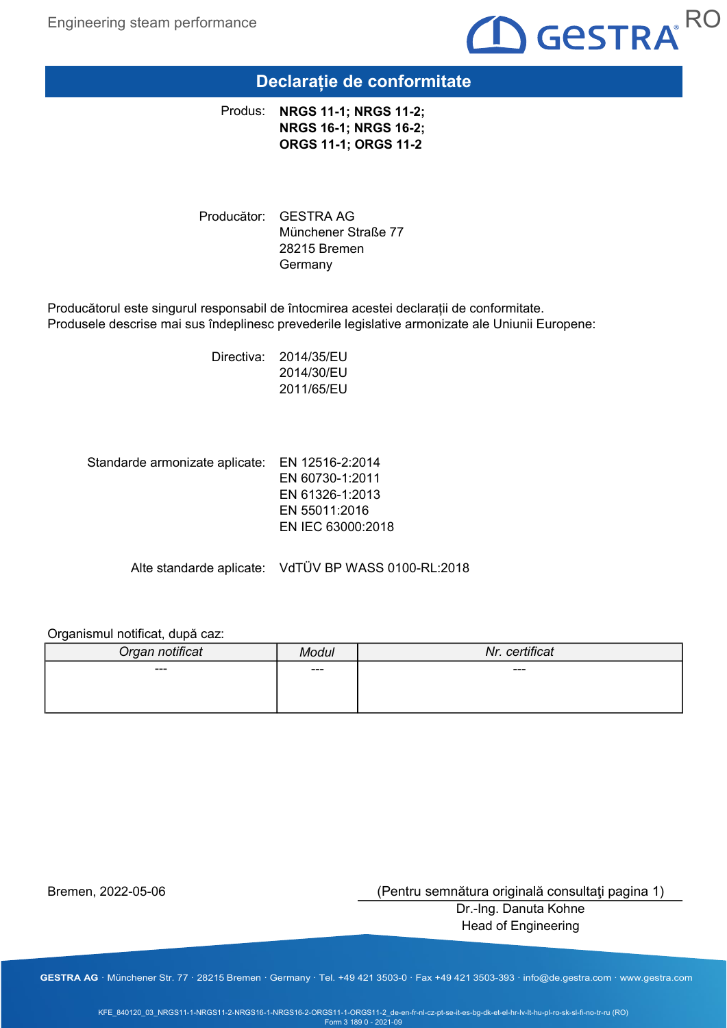# Declarație de conformitate

Produs: **NRGS 11-1; NRGS 11-2; NRGS 16-1; NRGS 16-2; ORGS 11-1; ORGS 11-2**

Producător: GESTRA AG
Münchener Straße 77
28215 Bremen
Germany

Producătorul este singurul responsabil de întocmirea acestei declarații de conformitate.
Produsele descrise mai sus îndeplinesc prevederile legislative armonizate ale Uniunii Europene:

Directiva: 2014/35/EU
2014/30/EU
2011/65/EU

Standarde armonizate aplicate: EN 12516-2:2014
EN 60730-1:2011
EN 61326-1:2013
EN 55011:2016
EN IEC 63000:2018

Alte standarde aplicate: VdTÜV BP WASS 0100-RL:2018

Organismul notificat, după caz:

| *Organ notificat* | *Modul* | *Nr. certificat* |
|---|---|---|
| --- | --- | --- |

Bremen, 2022-05-06

(Pentru semnătura originală consultaţi pagina 1)
Dr.-Ing. Danuta Kohne
Head of Engineering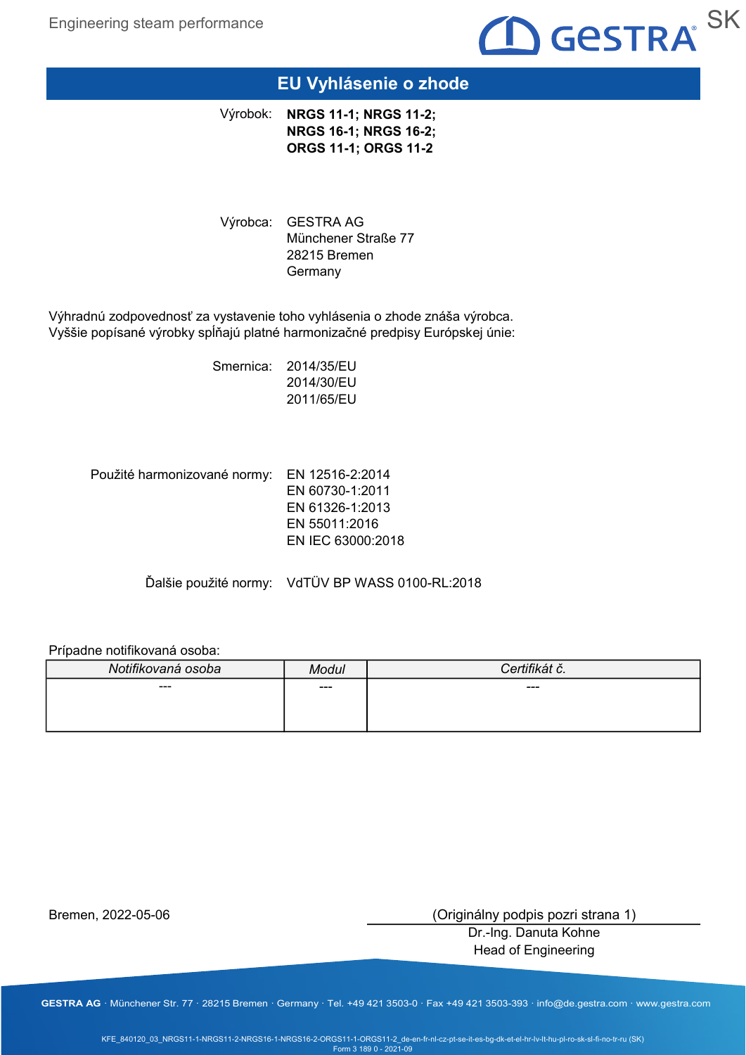# EU Vyhlásenie o zhode

Výrobok: **NRGS 11-1; NRGS 11-2; NRGS 16-1; NRGS 16-2; ORGS 11-1; ORGS 11-2**

Výrobca: GESTRA AG
Münchener Straße 77
28215 Bremen
Germany

Výhradnú zodpovednosť za vystavenie toho vyhlásenia o zhode znáša výrobca.
Vyššie popísané výrobky spĺňajú platné harmonizačné predpisy Európskej únie:

Smernica: 2014/35/EU
2014/30/EU
2011/65/EU

Použité harmonizované normy: EN 12516-2:2014
EN 60730-1:2011
EN 61326-1:2013
EN 55011:2016
EN IEC 63000:2018

Ďalšie použité normy: VdTÜV BP WASS 0100-RL:2018

Prípadne notifikovaná osoba:

| *Notifikovaná osoba* | *Modul* | *Certifikát č.* |
|---|---|---|
| --- | --- | --- |

Bremen, 2022-05-06

(Originálny podpis pozri strana 1)
Dr.-Ing. Danuta Kohne
Head of Engineering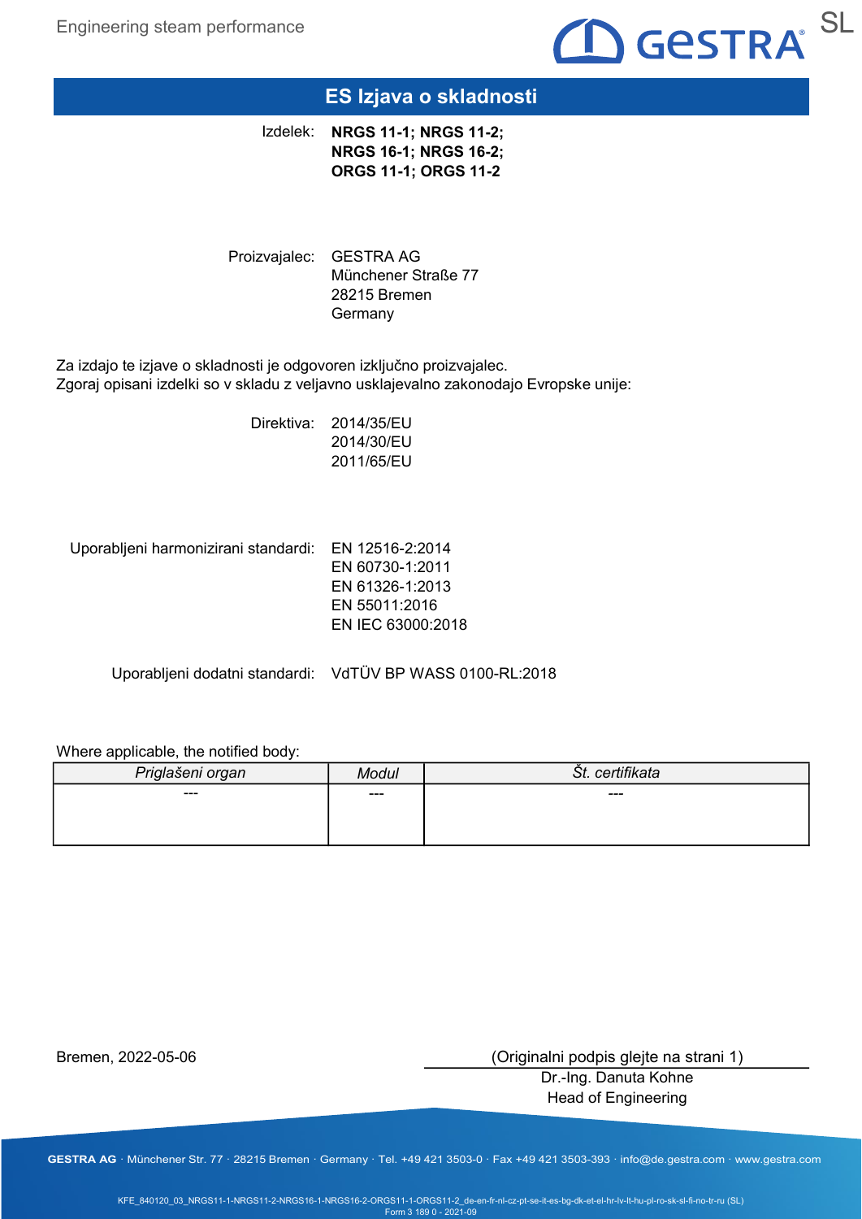# ES Izjava o skladnosti

Izdelek: **NRGS 11-1; NRGS 11-2; NRGS 16-1; NRGS 16-2; ORGS 11-1; ORGS 11-2**

Proizvajalec: GESTRA AG
Münchener Straße 77
28215 Bremen
Germany

Za izdajo te izjave o skladnosti je odgovoren izključno proizvajalec.
Zgoraj opisani izdelki so v skladu z veljavno usklajevalno zakonodajo Evropske unije:

Direktiva: 2014/35/EU
2014/30/EU
2011/65/EU

Uporabljeni harmonizirani standardi: EN 12516-2:2014
EN 60730-1:2011
EN 61326-1:2013
EN 55011:2016
EN IEC 63000:2018

Uporabljeni dodatni standardi: VdTÜV BP WASS 0100-RL:2018

Where applicable, the notified body:

| *Priglašeni organ* | *Modul* | *Št. certifikata* |
|---|---|---|
| --- | --- | --- |

Bremen, 2022-05-06

(Originalni podpis glejte na strani 1)
Dr.-Ing. Danuta Kohne
Head of Engineering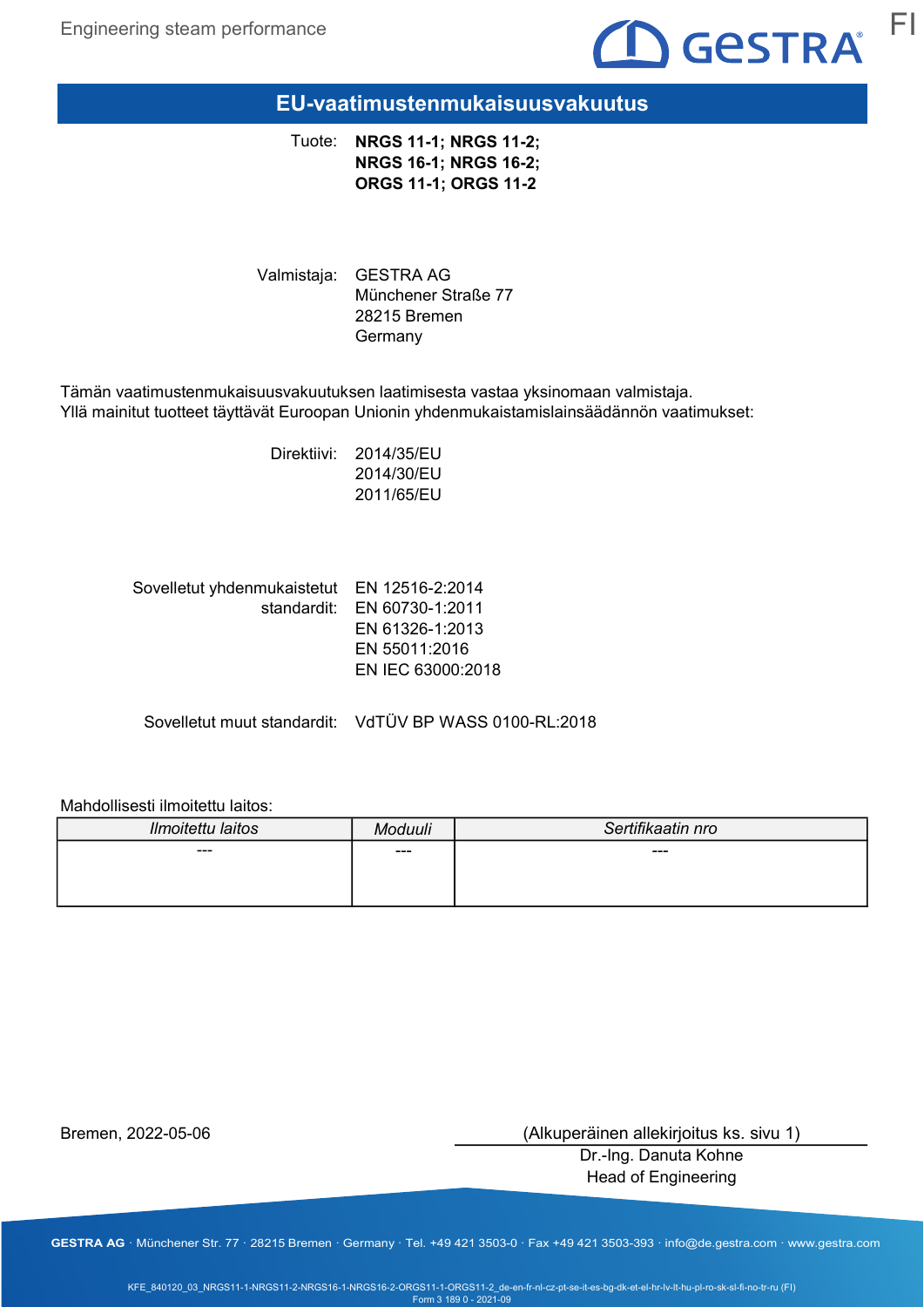# EU-vaatimustenmukaisuusvakuutus

Tuote: **NRGS 11-1; NRGS 11-2; NRGS 16-1; NRGS 16-2; ORGS 11-1; ORGS 11-2**

Valmistaja: GESTRA AG
Münchener Straße 77
28215 Bremen
Germany

Tämän vaatimustenmukaisuusvakuutuksen laatimisesta vastaa yksinomaan valmistaja.
Yllä mainitut tuotteet täyttävät Euroopan Unionin yhdenmukaistamislainsäädännön vaatimukset:

Direktiivi: 2014/35/EU
2014/30/EU
2011/65/EU

Sovelletut yhdenmukaistetut standardit: EN 12516-2:2014
EN 60730-1:2011
EN 61326-1:2013
EN 55011:2016
EN IEC 63000:2018

Sovelletut muut standardit: VdTÜV BP WASS 0100-RL:2018

Mahdollisesti ilmoitettu laitos:

| *Ilmoitettu laitos* | *Moduuli* | *Sertifikaatin nro* |
|---|---|---|
| --- | --- | --- |

Bremen, 2022-05-06

(Alkuperäinen allekirjoitus ks. sivu 1)
Dr.-Ing. Danuta Kohne
Head of Engineering

GESTRA AG · Münchener Str. 77 · 28215 Bremen · Germany · Tel. +49 421 3503-0 · Fax +49 421 3503-393 · info@de.gestra.com · www.gestra.com

KFE_840120_03_NRGS11-1-NRGS11-2-NRGS16-1-NRGS16-2-ORGS11-1-ORGS11-2_de-en-fr-nl-cz-pt-se-it-es-bg-dk-et-el-hr-lv-lt-hu-pl-ro-sk-sl-fi-no-tr-ru (FI)
Form 3 189 0 - 2021-09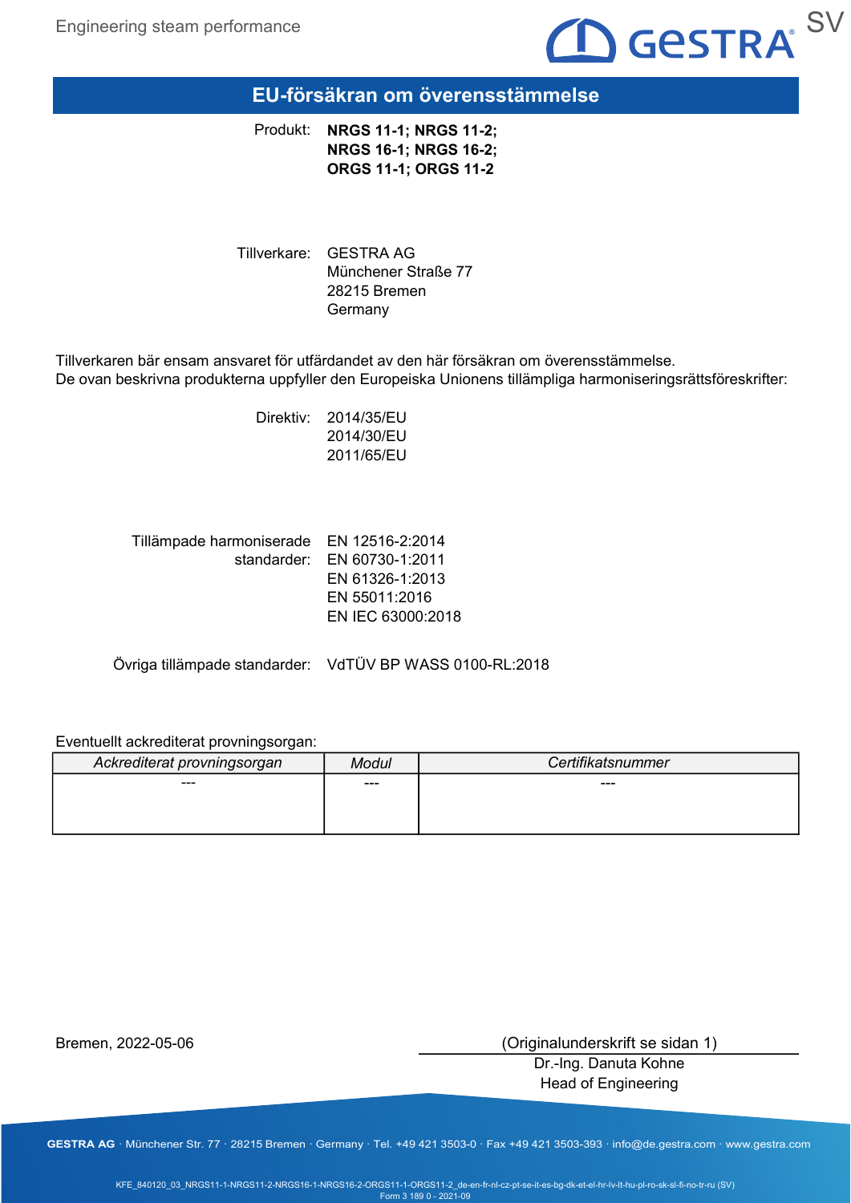# EU-försäkran om överensstämmelse

Produkt: **NRGS 11-1; NRGS 11-2; NRGS 16-1; NRGS 16-2; ORGS 11-1; ORGS 11-2**

Tillverkare: GESTRA AG
Münchener Straße 77
28215 Bremen
Germany

Tillverkaren bär ensam ansvaret för utfärdandet av den här försäkran om överensstämmelse.
De ovan beskrivna produkterna uppfyller den Europeiska Unionens tillämpliga harmoniseringsrättsföreskrifter:

Direktiv:
2014/35/EU
2014/30/EU
2011/65/EU

Tillämpade harmoniserade standarder:
EN 12516-2:2014
EN 60730-1:2011
EN 61326-1:2013
EN 55011:2016
EN IEC 63000:2018

Övriga tillämpade standarder: VdTÜV BP WASS 0100-RL:2018

Eventuellt ackrediterat provningsorgan:

| *Ackrediterat provningsorgan* | *Modul* | *Certifikatsnummer* |
|---|---|---|
| --- | --- | --- |

Bremen, 2022-05-06

(Originalunderskrift se sidan 1)
Dr.-Ing. Danuta Kohne
Head of Engineering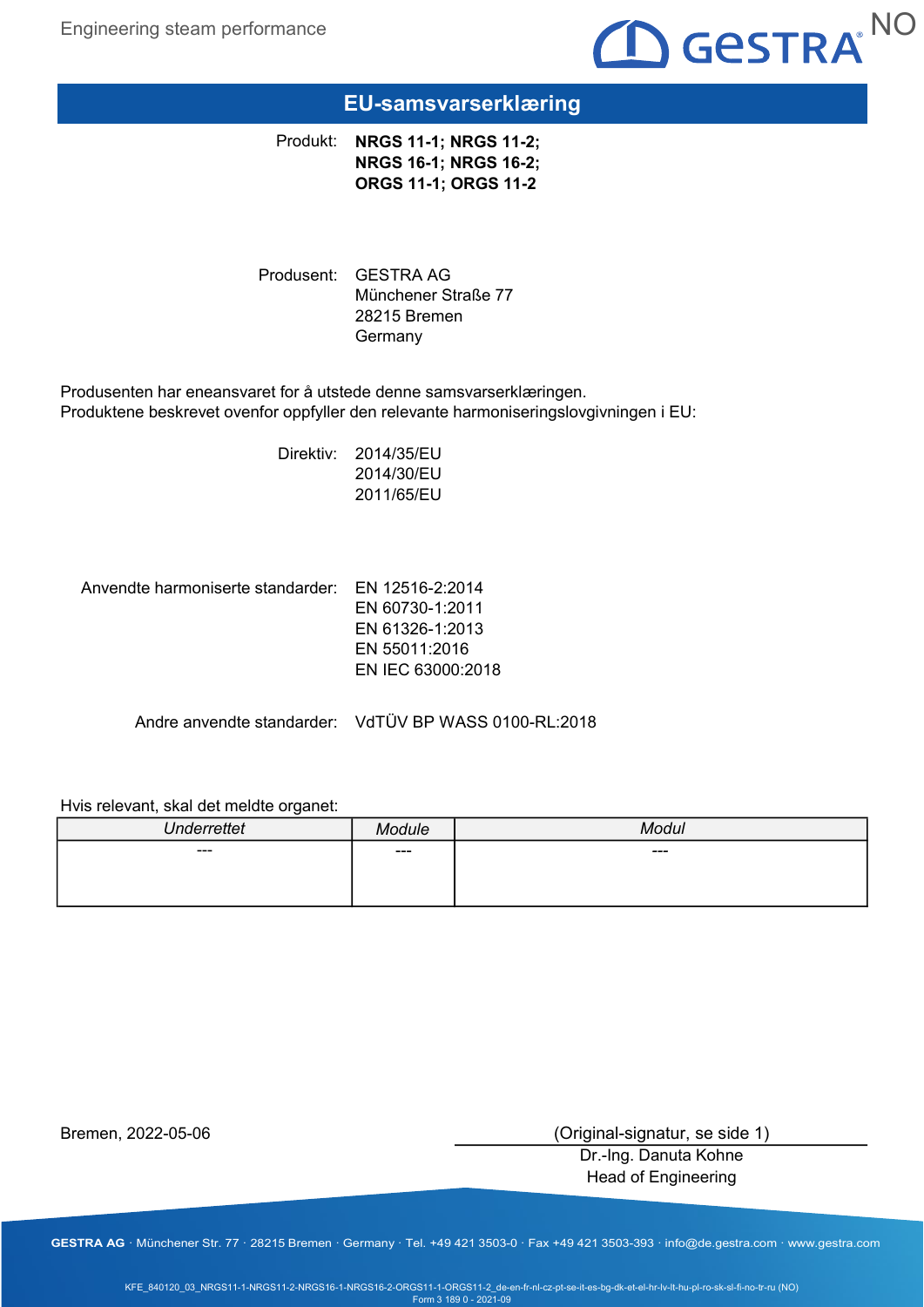# EU-samsvarserklæring

Produkt: **NRGS 11-1; NRGS 11-2; NRGS 16-1; NRGS 16-2; ORGS 11-1; ORGS 11-2**

Produsent: GESTRA AG
Münchener Straße 77
28215 Bremen
Germany

Produsenten har eneansvaret for å utstede denne samsvarserklæringen.
Produktene beskrevet ovenfor oppfyller den relevante harmoniseringslovgivningen i EU:

Direktiv: 2014/35/EU
2014/30/EU
2011/65/EU

Anvendte harmoniserte standarder: EN 12516-2:2014
EN 60730-1:2011
EN 61326-1:2013
EN 55011:2016
EN IEC 63000:2018

Andre anvendte standarder: VdTÜV BP WASS 0100-RL:2018

Hvis relevant, skal det meldte organet:

| *Underrettet* | *Module* | *Modul* |
|---|---|---|
| --- | --- | --- |

Bremen, 2022-05-06

(Original-signatur, se side 1)
Dr.-Ing. Danuta Kohne
Head of Engineering

**GESTRA AG** · Münchener Str. 77 · 28215 Bremen · Germany · Tel. +49 421 3503-0 · Fax +49 421 3503-393 · info@de.gestra.com · www.gestra.com

KFE_840120_03_NRGS11-1-NRGS11-2-NRGS16-1-NRGS16-2-ORGS11-1-ORGS11-2_de-en-fr-nl-cz-pt-se-it-es-bg-dk-et-el-hr-lv-lt-hu-pl-ro-sk-sl-fi-no-tr-ru (NO)
Form 3 189 0 - 2021-09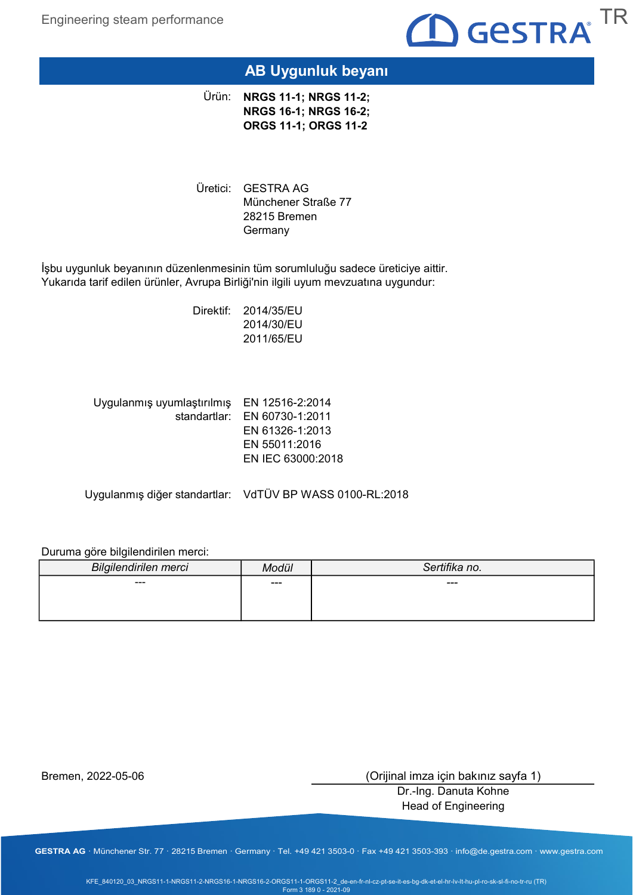# AB Uygunluk beyanı

Ürün: **NRGS 11-1; NRGS 11-2; NRGS 16-1; NRGS 16-2; ORGS 11-1; ORGS 11-2**

Üretici: GESTRA AG
Münchener Straße 77
28215 Bremen
Germany

İşbu uygunluk beyanının düzenlenmesinin tüm sorumluluğu sadece üreticiye aittir.
Yukarıda tarif edilen ürünler, Avrupa Birliği'nin ilgili uyum mevzuatına uygundur:

Direktif: 2014/35/EU
2014/30/EU
2011/65/EU

Uygulanmış uyumlaştırılmış standartlar: EN 12516-2:2014
EN 60730-1:2011
EN 61326-1:2013
EN 55011:2016
EN IEC 63000:2018

Uygulanmış diğer standartlar: VdTÜV BP WASS 0100-RL:2018

Duruma göre bilgilendirilen merci:

| *Bilgilendirilen merci* | *Modül* | *Sertifika no.* |
|---|---|---|
| --- | --- | --- |

Bremen, 2022-05-06

(Orijinal imza için bakınız sayfa 1)
Dr.-Ing. Danuta Kohne
Head of Engineering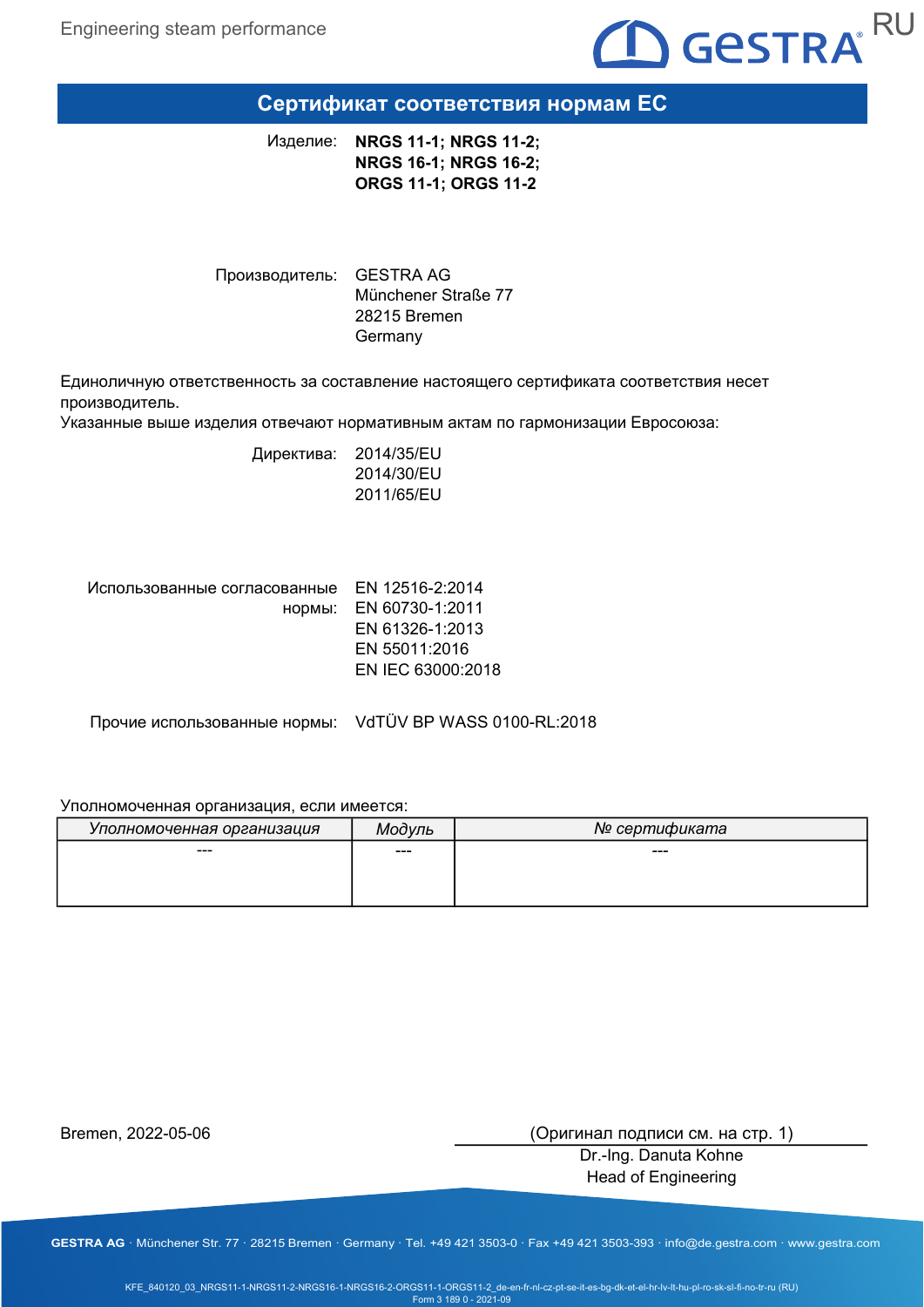# Сертификат соответствия нормам ЕС

Изделие: **NRGS 11-1; NRGS 11-2; NRGS 16-1; NRGS 16-2; ORGS 11-1; ORGS 11-2**

Производитель: GESTRA AG
Münchener Straße 77
28215 Bremen
Germany

Единоличную ответственность за составление настоящего сертификата соответствия несет производитель.
Указанные выше изделия отвечают нормативным актам по гармонизации Евросоюза:

Директива: 2014/35/EU
2014/30/EU
2011/65/EU

Использованные согласованные нормы: EN 12516-2:2014
EN 60730-1:2011
EN 61326-1:2013
EN 55011:2016
EN IEC 63000:2018

Прочие использованные нормы: VdTÜV BP WASS 0100-RL:2018

Уполномоченная организация, если имеется:

| *Уполномоченная организация* | *Модуль* | *№ сертификата* |
|---|---|---|
| --- | --- | --- |

Bremen, 2022-05-06

(Оригинал подписи см. на стр. 1)
Dr.-Ing. Danuta Kohne
Head of Engineering

GESTRA AG · Münchener Str. 77 · 28215 Bremen · Germany · Tel. +49 421 3503-0 · Fax +49 421 3503-393 · info@de.gestra.com · www.gestra.com

KFE_840120_03_NRGS11-1-NRGS11-2-NRGS16-1-NRGS16-2-ORGS11-1-ORGS11-2_de-en-fr-nl-cz-pt-se-it-es-bg-dk-et-el-hr-lv-lt-hu-pl-ro-sk-sl-fi-no-tr-ru (RU)
Form 3 189 0 - 2021-09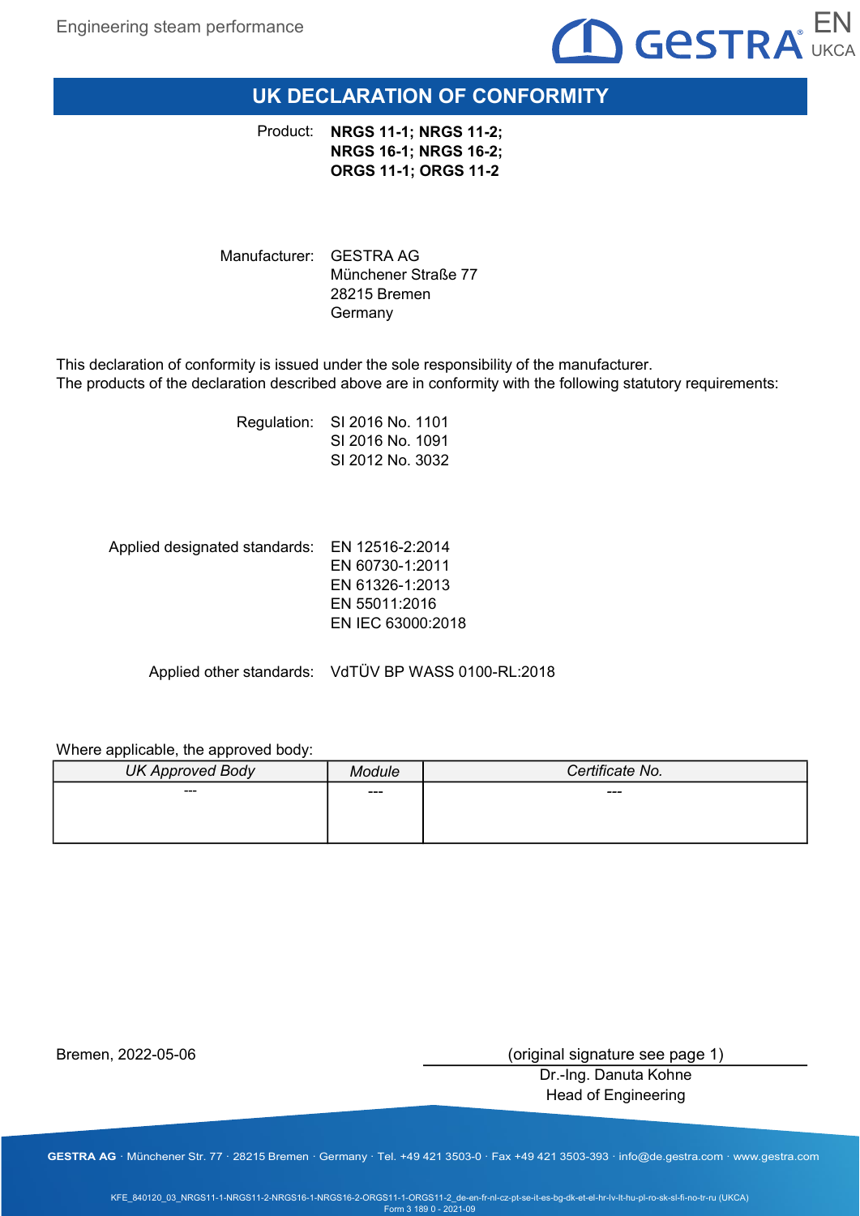# UK DECLARATION OF CONFORMITY

Product: **NRGS 11-1; NRGS 11-2; NRGS 16-1; NRGS 16-2; ORGS 11-1; ORGS 11-2**

Manufacturer: GESTRA AG
Münchener Straße 77
28215 Bremen
Germany

This declaration of conformity is issued under the sole responsibility of the manufacturer.
The products of the declaration described above are in conformity with the following statutory requirements:

Regulation: SI 2016 No. 1101
SI 2016 No. 1091
SI 2012 No. 3032

Applied designated standards: EN 12516-2:2014
EN 60730-1:2011
EN 61326-1:2013
EN 55011:2016
EN IEC 63000:2018

Applied other standards: VdTÜV BP WASS 0100-RL:2018

Where applicable, the approved body:

| *UK Approved Body* | *Module* | *Certificate No.* |
|---|---|---|
| --- | --- | --- |

Bremen, 2022-05-06

(original signature see page 1)
Dr.-Ing. Danuta Kohne
Head of Engineering

**GESTRA AG** · Münchener Str. 77 · 28215 Bremen · Germany · Tel. +49 421 3503-0 · Fax +49 421 3503-393 · info@de.gestra.com · www.gestra.com

KFE_840120_03_NRGS11-1-NRGS11-2-NRGS16-1-NRGS16-2-ORGS11-1-ORGS11-2_de-en-fr-nl-cz-pt-se-it-es-bg-dk-et-el-hr-lv-lt-hu-pl-ro-sk-sl-fi-no-tr-ru (UKCA)
Form 3 189 0 - 2021-09